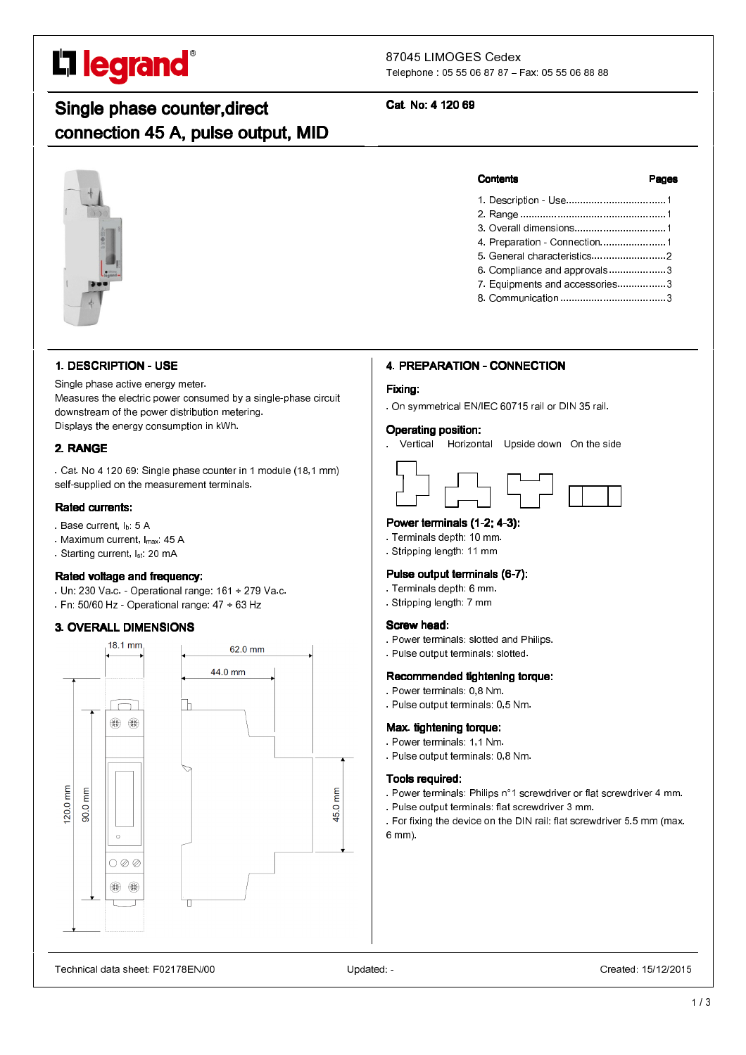legrand®

87045 LIMOGES Cedex
Telephone : 05 55 06 87 87 – Fax: 05 55 06 88 88

# Single phase counter,direct connection 45 A, pulse output, MID

**Cat. No: 4 120 69**

| **Contents** | **Pages** |
|---|---|
| 1. Description - Use | 1 |
| 2. Range | 1 |
| 3. Overall dimensions | 1 |
| 4. Preparation - Connection | 1 |
| 5. General characteristics | 2 |
| 6. Compliance and approvals | 3 |
| 7. Equipments and accessories | 3 |
| 8. Communication | 3 |

## 1. DESCRIPTION - USE

Single phase active energy meter.
Measures the electric power consumed by a single-phase circuit downstream of the power distribution metering.
Displays the energy consumption in kWh.

## 2. RANGE

. Cat. No 4 120 69: Single phase counter in 1 module (18,1 mm) self-supplied on the measurement terminals.

### Rated currents:

. Base current, $I_b$: 5 A
. Maximum current, $I_{max}$: 45 A
. Starting current, $I_{st}$: 20 mA

### Rated voltage and frequency:

. Un: 230 Va.c. - Operational range: 161 ÷ 279 Va.c.
. Fn: 50/60 Hz - Operational range: 47 ÷ 63 Hz

## 3. OVERALL DIMENSIONS

18.1 mm
62.0 mm
44.0 mm
120.0 mm
90.0 mm
45.0 mm

## 4. PREPARATION - CONNECTION

### Fixing:

. On symmetrical EN/IEC 60715 rail or DIN 35 rail.

### Operating position:

. Vertical Horizontal Upside down On the side

### Power terminals (1-2; 4-3):

. Terminals depth: 10 mm.
. Stripping length: 11 mm

### Pulse output terminals (6-7):

. Terminals depth: 6 mm.
. Stripping length: 7 mm

### Screw head:

. Power terminals: slotted and Philips.
. Pulse output terminals: slotted.

### Recommended tightening torque:

. Power terminals: 0,8 Nm.
. Pulse output terminals: 0,5 Nm.

### Max. tightening torque:

. Power terminals: 1,1 Nm.
. Pulse output terminals: 0,8 Nm.

### Tools required:

. Power terminals: Philips n°1 screwdriver or flat screwdriver 4 mm.
. Pulse output terminals: flat screwdriver 3 mm.
. For fixing the device on the DIN rail: flat screwdriver 5.5 mm (max. 6 mm).

Technical data sheet: F02178EN/00 Updated: - Created: 15/12/2015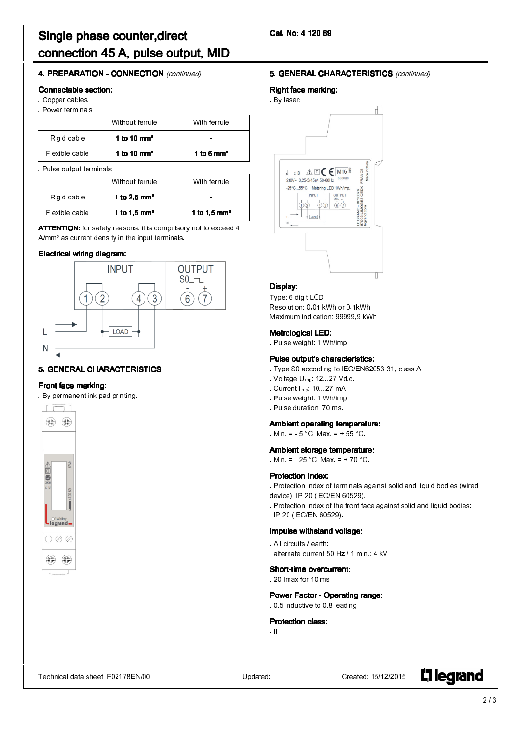# Single phase counter,direct connection 45 A, pulse output, MID

Cat. No: 4 120 69

## 4. PREPARATION - CONNECTION *(continued)*

### Connectable section:

. Copper cables.
. Power terminals

| | Without ferrule | With ferrule |
|---|---|---|
| Rigid cable | **1 to 10 mm²** | - |
| Flexible cable | **1 to 10 mm²** | **1 to 6 mm²** |

. Pulse output terminals

| | Without ferrule | With ferrule |
|---|---|---|
| Rigid cable | **1 to 2,5 mm²** | - |
| Flexible cable | **1 to 1,5 mm²** | **1 to 1,5 mm²** |

**ATTENTION:** for safety reasons, it is compulsory not to exceed 4 A/mm² as current density in the input terminals.

### Electrical wiring diagram:

INPUT
OUTPUT S0
1 2 4 3 6 7
L
LOAD
N

## 5. GENERAL CHARACTERISTICS

### Front face marking:

. By permanent ink pad printing.

## 5. GENERAL CHARACTERISTICS *(continued)*

### Right face marking:

. By laser:

### Display:

Type: 6 digit LCD
Resolution: 0,01 kWh or 0,1kWh
Maximum indication: 99999,9 kWh

### Metrological LED:

. Pulse weight: 1 Wh/imp

### Pulse output's characteristics:

. Type S0 according to IEC/EN62053-31, class A
. Voltage $U_{mp}$: 12...27 Vd.c.
. Current $I_{mp}$: 10...27 mA
. Pulse weight: 1 Wh/imp
. Pulse duration: 70 ms.

### Ambient operating temperature:

. Min. = - 5 °C Max. = + 55 °C.

### Ambient storage temperature:

. Min. = - 25 °C Max. = + 70 °C.

### Protection Index:

. Protection index of terminals against solid and liquid bodies (wired device): IP 20 (IEC/EN 60529).
. Protection index of the front face against solid and liquid bodies: IP 20 (IEC/EN 60529).

### Impulse withstand voltage:

. All circuits / earth:
alternate current 50 Hz / 1 min.: 4 kV

### Short-time overcurrent:

. 20 Imax for 10 ms

### Power Factor - Operating range:

. 0.5 inductive to 0.8 leading

### Protection class:

. II

Technical data sheet: F02178EN/00 Updated: - Created: 15/12/2015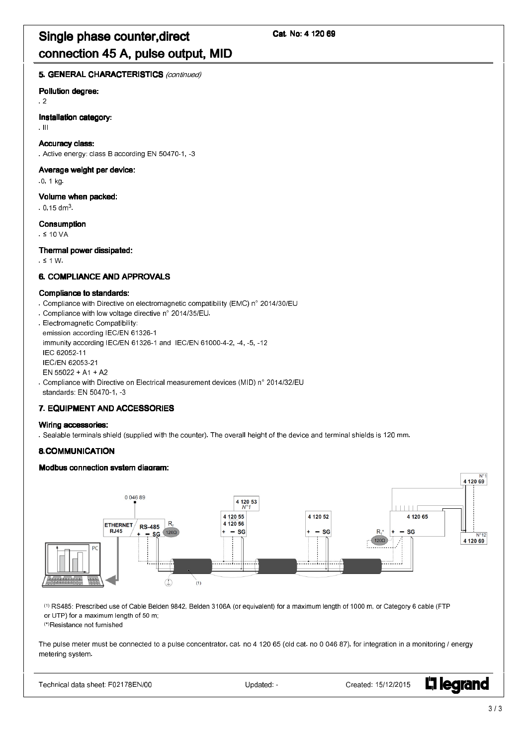# Single phase counter, direct connection 45 A, pulse output, MID

Cat. No: 4 120 69

## 5. GENERAL CHARACTERISTICS *(continued)*

**Pollution degree:**

. 2

**Installation category:**

. III

**Accuracy class:**

. Active energy: class B according EN 50470-1, -3

**Average weight per device:**

. 0, 1 kg.

**Volume when packed:**

. 0,15 dm$^3$.

**Consumption**

. ≤ 10 VA

**Thermal power dissipated:**

. ≤ 1 W.

## 6. COMPLIANCE AND APPROVALS

**Compliance to standards:**

. Compliance with Directive on electromagnetic compatibility (EMC) n° 2014/30/EU
. Compliance with low voltage directive n° 2014/35/EU.
. Electromagnetic Compatibility:
 emission according IEC/EN 61326-1
 immunity according IEC/EN 61326-1 and IEC/EN 61000-4-2, -4, -5, -12
 IEC 62052-11
 IEC/EN 62053-21
 EN 55022 + A1 + A2
. Compliance with Directive on Electrical measurement devices (MID) n° 2014/32/EU
 standards: EN 50470-1, -3

## 7. EQUIPMENT AND ACCESSORIES

**Wiring accessories:**

. Sealable terminals shield (supplied with the counter). The overall height of the device and terminal shields is 120 mm.

## 8. COMMUNICATION

**Modbus connection system diagram:**

0 046 89
ETHERNET RJ45
RS-485
+ − SG
$R_T$
120Ω
PC
4 120 53
N°1
4 120 55
4 120 56
+ − SG
4 120 52
+ − SG
$R_T$*
120Ω
4 120 65
+ − SG
N°1
4 120 69
N°12
4 120 69
(1)

(1) RS485: Prescribed use of Cable Belden 9842, Belden 3106A (or equivalent) for a maximum length of 1000 m, or Category 6 cable (FTP or UTP) for a maximum length of 50 m;
(*) Resistance not furnished

The pulse meter must be connected to a pulse concentrator, cat. no 4 120 65 (old cat. no 0 046 87), for integration in a monitoring / energy metering system.

Technical data sheet: F02178EN/00 Updated: - Created: 15/12/2015